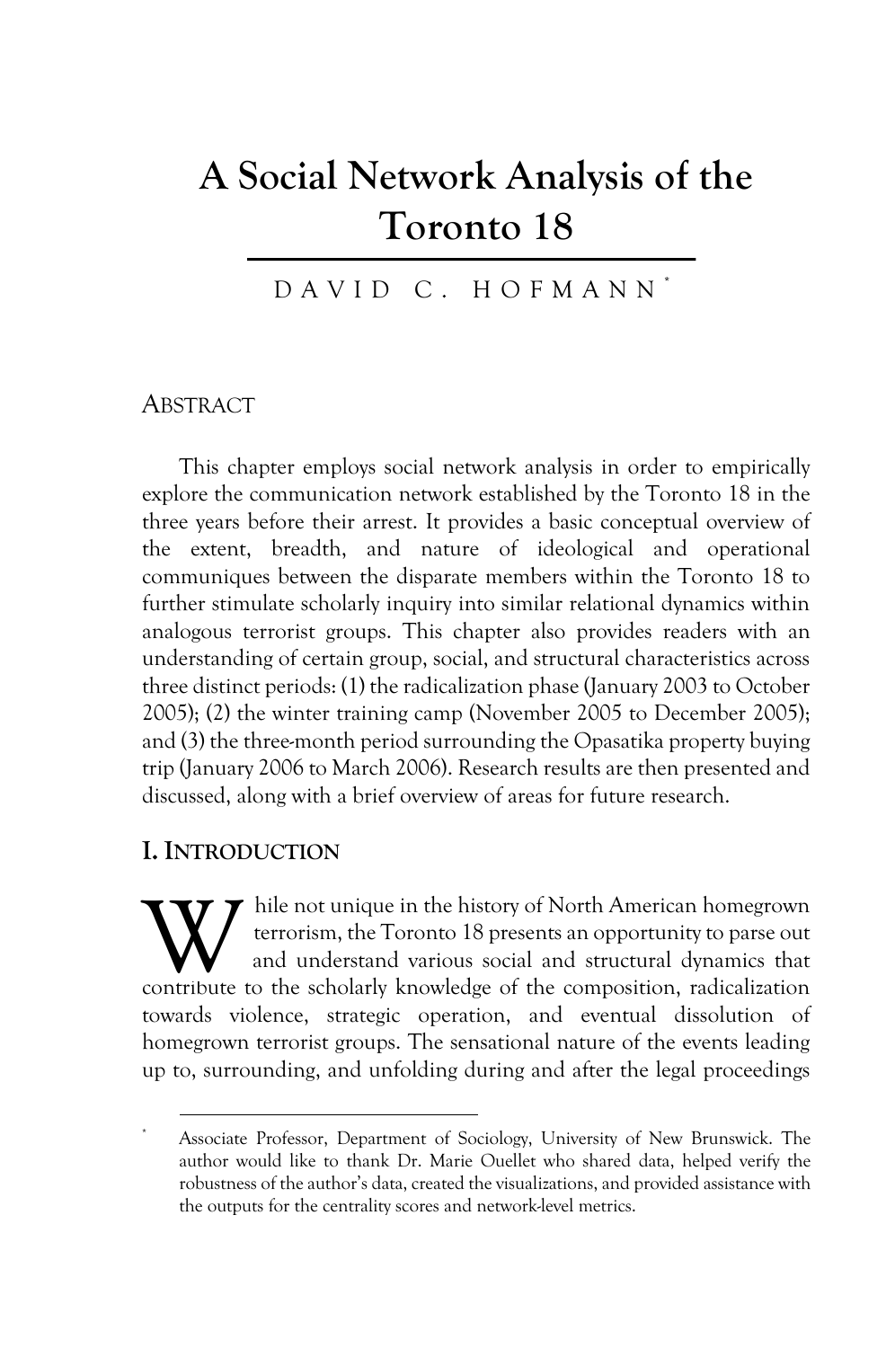# A Social Network Analysis of the Toronto 18

DAVID C. HOFMANN[*]

## ABSTRACT

This chapter employs social network analysis in order to empirically explore the communication network established by the Toronto 18 in the three years before their arrest. It provides a basic conceptual overview of the extent, breadth, and nature of ideological and operational communiques between the disparate members within the Toronto 18 to further stimulate scholarly inquiry into similar relational dynamics within analogous terrorist groups. This chapter also provides readers with an understanding of certain group, social, and structural characteristics across three distinct periods: (1) the radicalization phase (January 2003 to October 2005); (2) the winter training camp (November 2005 to December 2005); and (3) the three-month period surrounding the Opasatika property buying trip (January 2006 to March 2006). Research results are then presented and discussed, along with a brief overview of areas for future research.

## I. INTRODUCTION

While not unique in the history of North American homegrown terrorism, the Toronto 18 presents an opportunity to parse out and understand various social and structural dynamics that contribute to the scholarly knowledge of the composition, radicalization towards violence, strategic operation, and eventual dissolution of homegrown terrorist groups. The sensational nature of the events leading up to, surrounding, and unfolding during and after the legal proceedings

---

[*] Associate Professor, Department of Sociology, University of New Brunswick. The author would like to thank Dr. Marie Ouellet who shared data, helped verify the robustness of the author's data, created the visualizations, and provided assistance with the outputs for the centrality scores and network-level metrics.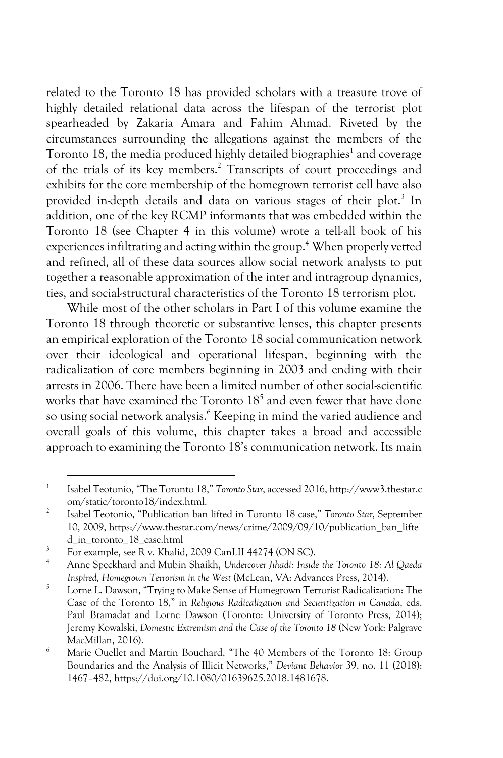related to the Toronto 18 has provided scholars with a treasure trove of highly detailed relational data across the lifespan of the terrorist plot spearheaded by Zakaria Amara and Fahim Ahmad. Riveted by the circumstances surrounding the allegations against the members of the Toronto 18, the media produced highly detailed biographies[1] and coverage of the trials of its key members.[2] Transcripts of court proceedings and exhibits for the core membership of the homegrown terrorist cell have also provided in-depth details and data on various stages of their plot.[3] In addition, one of the key RCMP informants that was embedded within the Toronto 18 (see Chapter 4 in this volume) wrote a tell-all book of his experiences infiltrating and acting within the group.[4] When properly vetted and refined, all of these data sources allow social network analysts to put together a reasonable approximation of the inter and intragroup dynamics, ties, and social-structural characteristics of the Toronto 18 terrorism plot.

While most of the other scholars in Part I of this volume examine the Toronto 18 through theoretic or substantive lenses, this chapter presents an empirical exploration of the Toronto 18 social communication network over their ideological and operational lifespan, beginning with the radicalization of core members beginning in 2003 and ending with their arrests in 2006. There have been a limited number of other social-scientific works that have examined the Toronto 18[5] and even fewer that have done so using social network analysis.[6] Keeping in mind the varied audience and overall goals of this volume, this chapter takes a broad and accessible approach to examining the Toronto 18's communication network. Its main

---

1 Isabel Teotonio, "The Toronto 18," *Toronto Star*, accessed 2016, http://www3.thestar.com/static/toronto18/index.html.

2 Isabel Teotonio, "Publication ban lifted in Toronto 18 case," *Toronto Star*, September 10, 2009, https://www.thestar.com/news/crime/2009/09/10/publication_ban_lifted_in_toronto_18_case.html

3 For example, see R v. Khalid, 2009 CanLII 44274 (ON SC).

4 Anne Speckhard and Mubin Shaikh, *Undercover Jihadi: Inside the Toronto 18: Al Qaeda Inspired, Homegrown Terrorism in the West* (McLean, VA: Advances Press, 2014).

5 Lorne L. Dawson, "Trying to Make Sense of Homegrown Terrorist Radicalization: The Case of the Toronto 18," in *Religious Radicalization and Securitization in Canada*, eds. Paul Bramadat and Lorne Dawson (Toronto: University of Toronto Press, 2014); Jeremy Kowalski, *Domestic Extremism and the Case of the Toronto 18* (New York: Palgrave MacMillan, 2016).

6 Marie Ouellet and Martin Bouchard, "The 40 Members of the Toronto 18: Group Boundaries and the Analysis of Illicit Networks," *Deviant Behavior* 39, no. 11 (2018): 1467–482, https://doi.org/10.1080/01639625.2018.1481678.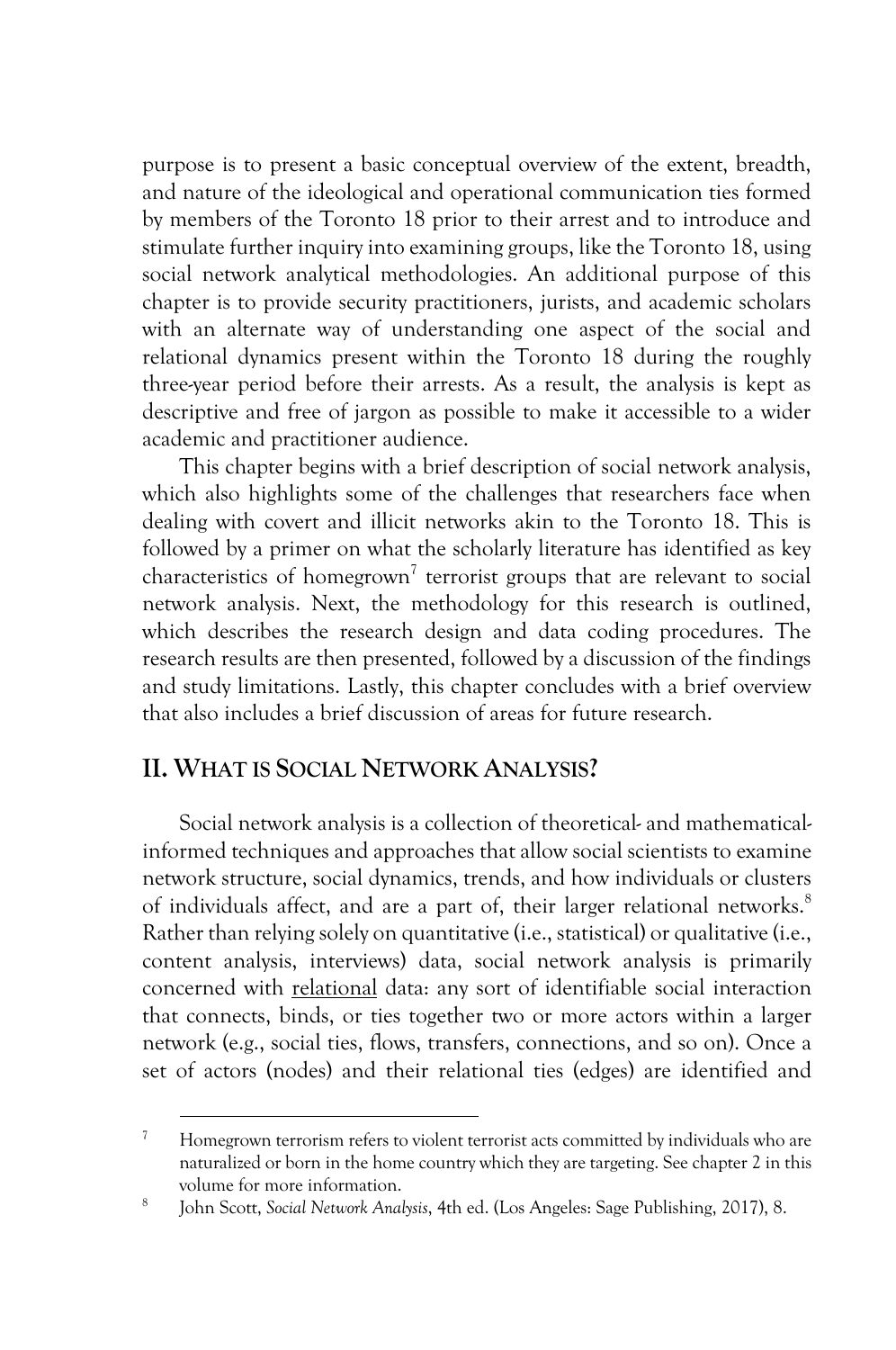purpose is to present a basic conceptual overview of the extent, breadth, and nature of the ideological and operational communication ties formed by members of the Toronto 18 prior to their arrest and to introduce and stimulate further inquiry into examining groups, like the Toronto 18, using social network analytical methodologies. An additional purpose of this chapter is to provide security practitioners, jurists, and academic scholars with an alternate way of understanding one aspect of the social and relational dynamics present within the Toronto 18 during the roughly three-year period before their arrests. As a result, the analysis is kept as descriptive and free of jargon as possible to make it accessible to a wider academic and practitioner audience.

This chapter begins with a brief description of social network analysis, which also highlights some of the challenges that researchers face when dealing with covert and illicit networks akin to the Toronto 18. This is followed by a primer on what the scholarly literature has identified as key characteristics of homegrown[7] terrorist groups that are relevant to social network analysis. Next, the methodology for this research is outlined, which describes the research design and data coding procedures. The research results are then presented, followed by a discussion of the findings and study limitations. Lastly, this chapter concludes with a brief overview that also includes a brief discussion of areas for future research.

## II. WHAT IS SOCIAL NETWORK ANALYSIS?

Social network analysis is a collection of theoretical- and mathematical-informed techniques and approaches that allow social scientists to examine network structure, social dynamics, trends, and how individuals or clusters of individuals affect, and are a part of, their larger relational networks.[8] Rather than relying solely on quantitative (i.e., statistical) or qualitative (i.e., content analysis, interviews) data, social network analysis is primarily concerned with <u>relational</u> data: any sort of identifiable social interaction that connects, binds, or ties together two or more actors within a larger network (e.g., social ties, flows, transfers, connections, and so on). Once a set of actors (nodes) and their relational ties (edges) are identified and

---

[7] Homegrown terrorism refers to violent terrorist acts committed by individuals who are naturalized or born in the home country which they are targeting. See chapter 2 in this volume for more information.

[8] John Scott, *Social Network Analysis*, 4th ed. (Los Angeles: Sage Publishing, 2017), 8.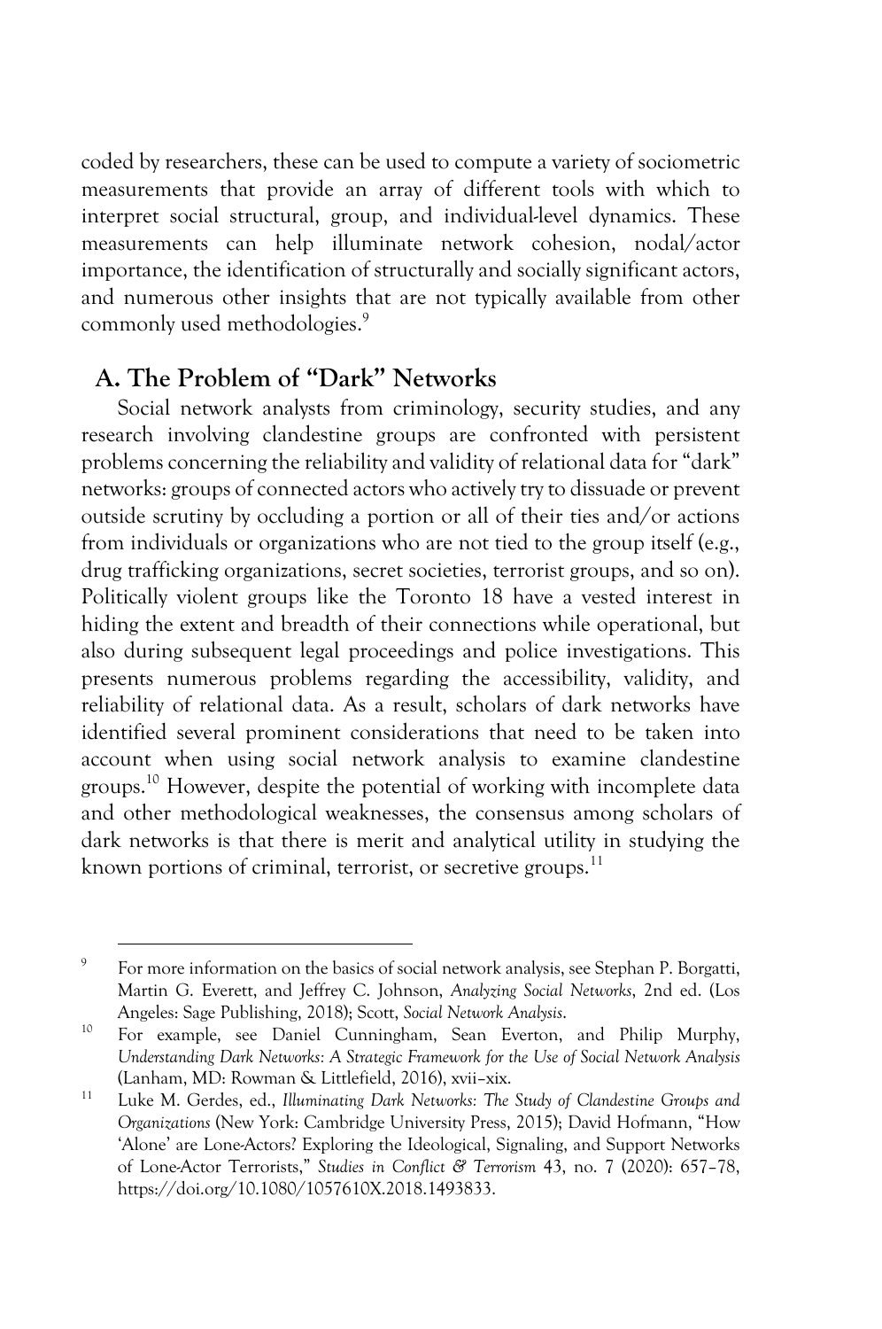coded by researchers, these can be used to compute a variety of sociometric measurements that provide an array of different tools with which to interpret social structural, group, and individual-level dynamics. These measurements can help illuminate network cohesion, nodal/actor importance, the identification of structurally and socially significant actors, and numerous other insights that are not typically available from other commonly used methodologies.[9]

## A. The Problem of "Dark" Networks

Social network analysts from criminology, security studies, and any research involving clandestine groups are confronted with persistent problems concerning the reliability and validity of relational data for "dark" networks: groups of connected actors who actively try to dissuade or prevent outside scrutiny by occluding a portion or all of their ties and/or actions from individuals or organizations who are not tied to the group itself (e.g., drug trafficking organizations, secret societies, terrorist groups, and so on). Politically violent groups like the Toronto 18 have a vested interest in hiding the extent and breadth of their connections while operational, but also during subsequent legal proceedings and police investigations. This presents numerous problems regarding the accessibility, validity, and reliability of relational data. As a result, scholars of dark networks have identified several prominent considerations that need to be taken into account when using social network analysis to examine clandestine groups.[10] However, despite the potential of working with incomplete data and other methodological weaknesses, the consensus among scholars of dark networks is that there is merit and analytical utility in studying the known portions of criminal, terrorist, or secretive groups.[11]

---

[9] For more information on the basics of social network analysis, see Stephan P. Borgatti, Martin G. Everett, and Jeffrey C. Johnson, *Analyzing Social Networks*, 2nd ed. (Los Angeles: Sage Publishing, 2018); Scott, *Social Network Analysis*.

[10] For example, see Daniel Cunningham, Sean Everton, and Philip Murphy, *Understanding Dark Networks: A Strategic Framework for the Use of Social Network Analysis* (Lanham, MD: Rowman & Littlefield, 2016), xvii–xix.

[11] Luke M. Gerdes, ed., *Illuminating Dark Networks: The Study of Clandestine Groups and Organizations* (New York: Cambridge University Press, 2015); David Hofmann, "How 'Alone' are Lone-Actors? Exploring the Ideological, Signaling, and Support Networks of Lone-Actor Terrorists," *Studies in Conflict & Terrorism* 43, no. 7 (2020): 657–78, https://doi.org/10.1080/1057610X.2018.1493833.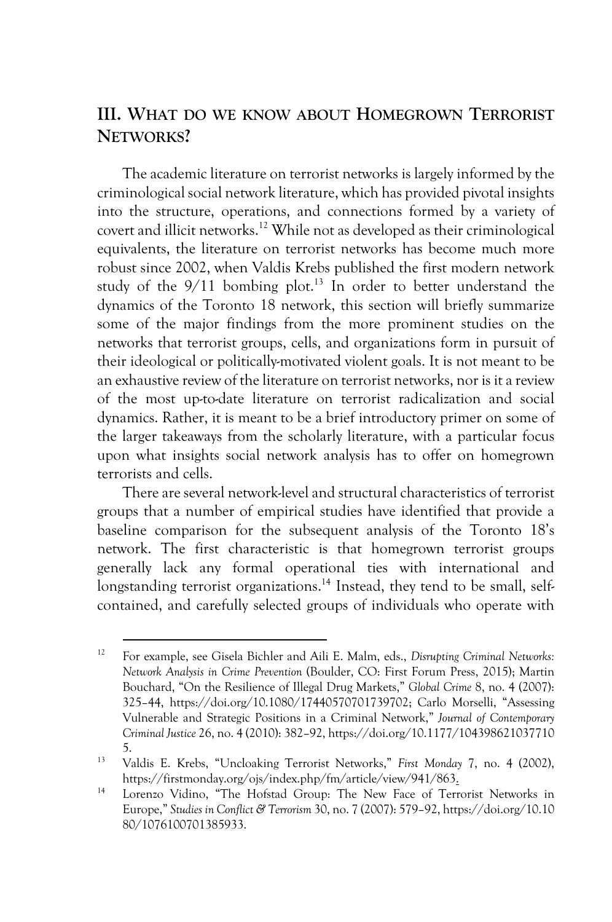## III. What do we know about Homegrown Terrorist Networks?

The academic literature on terrorist networks is largely informed by the criminological social network literature, which has provided pivotal insights into the structure, operations, and connections formed by a variety of covert and illicit networks.[12] While not as developed as their criminological equivalents, the literature on terrorist networks has become much more robust since 2002, when Valdis Krebs published the first modern network study of the 9/11 bombing plot.[13] In order to better understand the dynamics of the Toronto 18 network, this section will briefly summarize some of the major findings from the more prominent studies on the networks that terrorist groups, cells, and organizations form in pursuit of their ideological or politically-motivated violent goals. It is not meant to be an exhaustive review of the literature on terrorist networks, nor is it a review of the most up-to-date literature on terrorist radicalization and social dynamics. Rather, it is meant to be a brief introductory primer on some of the larger takeaways from the scholarly literature, with a particular focus upon what insights social network analysis has to offer on homegrown terrorists and cells.

There are several network-level and structural characteristics of terrorist groups that a number of empirical studies have identified that provide a baseline comparison for the subsequent analysis of the Toronto 18's network. The first characteristic is that homegrown terrorist groups generally lack any formal operational ties with international and longstanding terrorist organizations.[14] Instead, they tend to be small, self-contained, and carefully selected groups of individuals who operate with

---

[12] For example, see Gisela Bichler and Aili E. Malm, eds., *Disrupting Criminal Networks: Network Analysis in Crime Prevention* (Boulder, CO: First Forum Press, 2015); Martin Bouchard, "On the Resilience of Illegal Drug Markets," *Global Crime* 8, no. 4 (2007): 325–44, https://doi.org/10.1080/17440570701739702; Carlo Morselli, "Assessing Vulnerable and Strategic Positions in a Criminal Network," *Journal of Contemporary Criminal Justice* 26, no. 4 (2010): 382–92, https://doi.org/10.1177/1043986210377105.

[13] Valdis E. Krebs, "Uncloaking Terrorist Networks," *First Monday* 7, no. 4 (2002), https://firstmonday.org/ojs/index.php/fm/article/view/941/863.

[14] Lorenzo Vidino, "The Hofstad Group: The New Face of Terrorist Networks in Europe," *Studies in Conflict & Terrorism* 30, no. 7 (2007): 579–92, https://doi.org/10.1080/10576100701385933.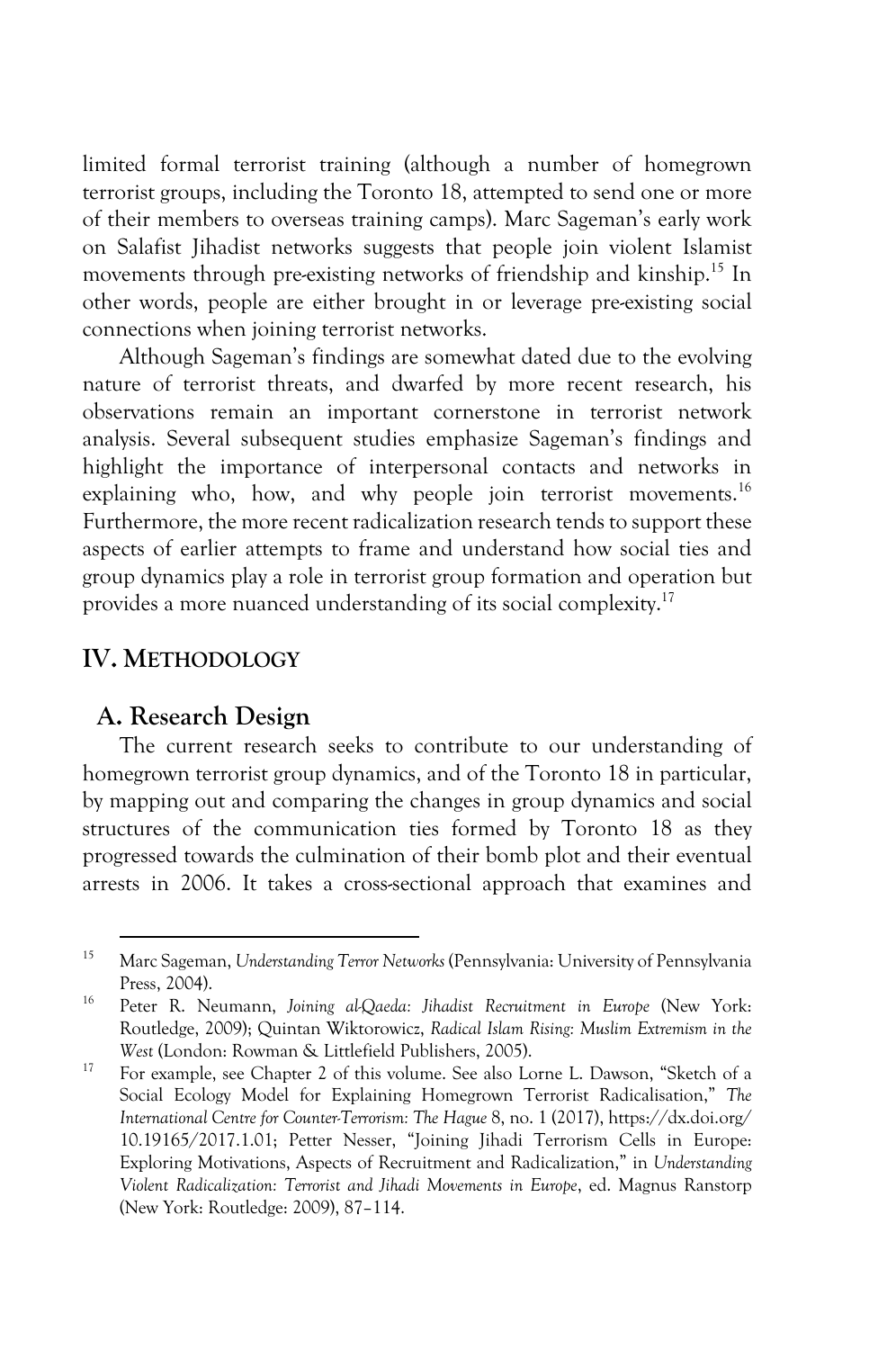limited formal terrorist training (although a number of homegrown terrorist groups, including the Toronto 18, attempted to send one or more of their members to overseas training camps). Marc Sageman's early work on Salafist Jihadist networks suggests that people join violent Islamist movements through pre-existing networks of friendship and kinship.[15] In other words, people are either brought in or leverage pre-existing social connections when joining terrorist networks.

Although Sageman's findings are somewhat dated due to the evolving nature of terrorist threats, and dwarfed by more recent research, his observations remain an important cornerstone in terrorist network analysis. Several subsequent studies emphasize Sageman's findings and highlight the importance of interpersonal contacts and networks in explaining who, how, and why people join terrorist movements.[16] Furthermore, the more recent radicalization research tends to support these aspects of earlier attempts to frame and understand how social ties and group dynamics play a role in terrorist group formation and operation but provides a more nuanced understanding of its social complexity.[17]

## IV. METHODOLOGY

### A. Research Design

The current research seeks to contribute to our understanding of homegrown terrorist group dynamics, and of the Toronto 18 in particular, by mapping out and comparing the changes in group dynamics and social structures of the communication ties formed by Toronto 18 as they progressed towards the culmination of their bomb plot and their eventual arrests in 2006. It takes a cross-sectional approach that examines and

---

[15] Marc Sageman, *Understanding Terror Networks* (Pennsylvania: University of Pennsylvania Press, 2004).

[16] Peter R. Neumann, *Joining al-Qaeda: Jihadist Recruitment in Europe* (New York: Routledge, 2009); Quintan Wiktorowicz, *Radical Islam Rising: Muslim Extremism in the West* (London: Rowman & Littlefield Publishers, 2005).

[17] For example, see Chapter 2 of this volume. See also Lorne L. Dawson, "Sketch of a Social Ecology Model for Explaining Homegrown Terrorist Radicalisation," *The International Centre for Counter-Terrorism: The Hague* 8, no. 1 (2017), https://dx.doi.org/10.19165/2017.1.01; Petter Nesser, "Joining Jihadi Terrorism Cells in Europe: Exploring Motivations, Aspects of Recruitment and Radicalization," in *Understanding Violent Radicalization: Terrorist and Jihadi Movements in Europe*, ed. Magnus Ranstorp (New York: Routledge: 2009), 87–114.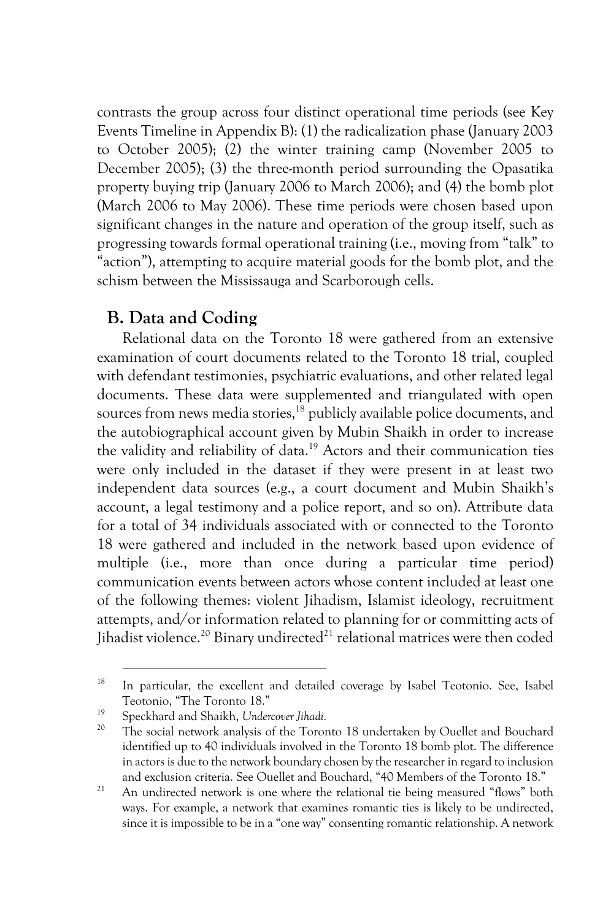contrasts the group across four distinct operational time periods (see Key Events Timeline in Appendix B): (1) the radicalization phase (January 2003 to October 2005); (2) the winter training camp (November 2005 to December 2005); (3) the three-month period surrounding the Opasatika property buying trip (January 2006 to March 2006); and (4) the bomb plot (March 2006 to May 2006). These time periods were chosen based upon significant changes in the nature and operation of the group itself, such as progressing towards formal operational training (i.e., moving from "talk" to "action"), attempting to acquire material goods for the bomb plot, and the schism between the Mississauga and Scarborough cells.

## B. Data and Coding

Relational data on the Toronto 18 were gathered from an extensive examination of court documents related to the Toronto 18 trial, coupled with defendant testimonies, psychiatric evaluations, and other related legal documents. These data were supplemented and triangulated with open sources from news media stories,[18] publicly available police documents, and the autobiographical account given by Mubin Shaikh in order to increase the validity and reliability of data.[19] Actors and their communication ties were only included in the dataset if they were present in at least two independent data sources (e.g., a court document and Mubin Shaikh's account, a legal testimony and a police report, and so on). Attribute data for a total of 34 individuals associated with or connected to the Toronto 18 were gathered and included in the network based upon evidence of multiple (i.e., more than once during a particular time period) communication events between actors whose content included at least one of the following themes: violent Jihadism, Islamist ideology, recruitment attempts, and/or information related to planning for or committing acts of Jihadist violence.[20] Binary undirected[21] relational matrices were then coded

---

[18] In particular, the excellent and detailed coverage by Isabel Teotonio. See, Isabel Teotonio, "The Toronto 18."

[19] Speckhard and Shaikh, *Undercover Jihadi.*

[20] The social network analysis of the Toronto 18 undertaken by Ouellet and Bouchard identified up to 40 individuals involved in the Toronto 18 bomb plot. The difference in actors is due to the network boundary chosen by the researcher in regard to inclusion and exclusion criteria. See Ouellet and Bouchard, "40 Members of the Toronto 18."

[21] An undirected network is one where the relational tie being measured "flows" both ways. For example, a network that examines romantic ties is likely to be undirected, since it is impossible to be in a "one way" consenting romantic relationship. A network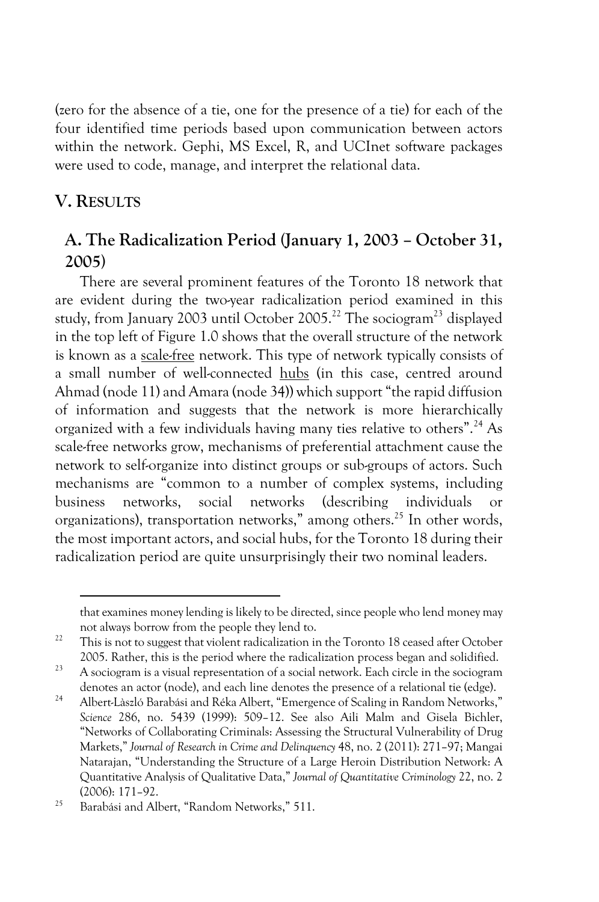(zero for the absence of a tie, one for the presence of a tie) for each of the four identified time periods based upon communication between actors within the network. Gephi, MS Excel, R, and UCInet software packages were used to code, manage, and interpret the relational data.

## V. RESULTS

### A. The Radicalization Period (January 1, 2003 – October 31, 2005)

There are several prominent features of the Toronto 18 network that are evident during the two-year radicalization period examined in this study, from January 2003 until October 2005.[22] The sociogram[23] displayed in the top left of Figure 1.0 shows that the overall structure of the network is known as a scale-free network. This type of network typically consists of a small number of well-connected hubs (in this case, centred around Ahmad (node 11) and Amara (node 34)) which support "the rapid diffusion of information and suggests that the network is more hierarchically organized with a few individuals having many ties relative to others".[24] As scale-free networks grow, mechanisms of preferential attachment cause the network to self-organize into distinct groups or sub-groups of actors. Such mechanisms are "common to a number of complex systems, including business networks, social networks (describing individuals or organizations), transportation networks," among others.[25] In other words, the most important actors, and social hubs, for the Toronto 18 during their radicalization period are quite unsurprisingly their two nominal leaders.

---

that examines money lending is likely to be directed, since people who lend money may not always borrow from the people they lend to.

[22] This is not to suggest that violent radicalization in the Toronto 18 ceased after October 2005. Rather, this is the period where the radicalization process began and solidified.

[23] A sociogram is a visual representation of a social network. Each circle in the sociogram denotes an actor (node), and each line denotes the presence of a relational tie (edge).

[24] Albert-Làszló Barabási and Réka Albert, "Emergence of Scaling in Random Networks," *Science* 286, no. 5439 (1999): 509–12. See also Aili Malm and Gisela Bichler, "Networks of Collaborating Criminals: Assessing the Structural Vulnerability of Drug Markets," *Journal of Research in Crime and Delinquency* 48, no. 2 (2011): 271–97; Mangai Natarajan, "Understanding the Structure of a Large Heroin Distribution Network: A Quantitative Analysis of Qualitative Data," *Journal of Quantitative Criminology* 22, no. 2 (2006): 171–92.

[25] Barabási and Albert, "Random Networks," 511.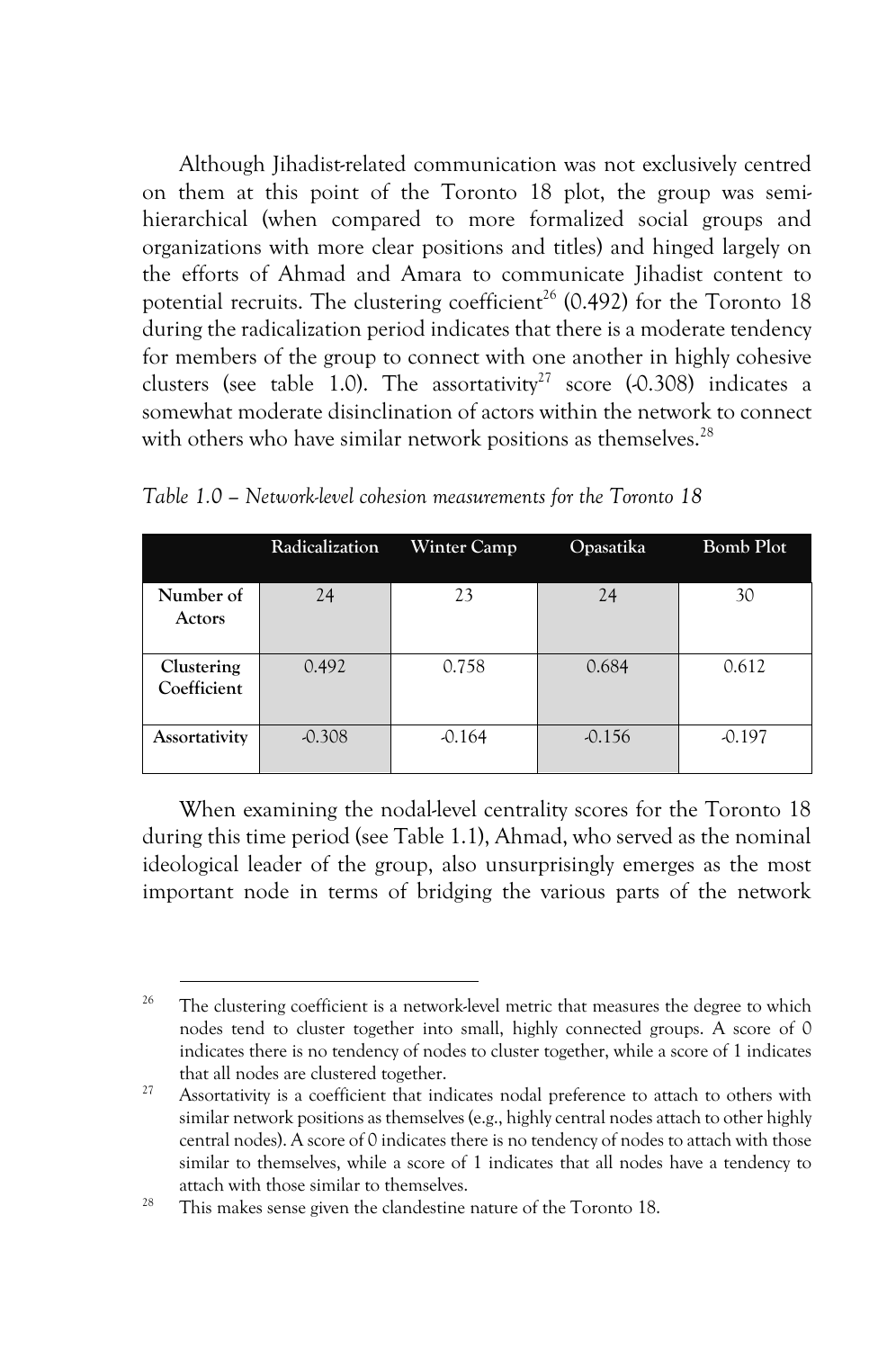Although Jihadist-related communication was not exclusively centred on them at this point of the Toronto 18 plot, the group was semi-hierarchical (when compared to more formalized social groups and organizations with more clear positions and titles) and hinged largely on the efforts of Ahmad and Amara to communicate Jihadist content to potential recruits. The clustering coefficient[26] (0.492) for the Toronto 18 during the radicalization period indicates that there is a moderate tendency for members of the group to connect with one another in highly cohesive clusters (see table 1.0). The assortativity[27] score (-0.308) indicates a somewhat moderate disinclination of actors within the network to connect with others who have similar network positions as themselves.[28]

*Table 1.0 – Network-level cohesion measurements for the Toronto 18*

| | Radicalization | Winter Camp | Opasatika | Bomb Plot |
|---|---|---|---|---|
| **Number of Actors** | 24 | 23 | 24 | 30 |
| **Clustering Coefficient** | 0.492 | 0.758 | 0.684 | 0.612 |
| **Assortativity** | -0.308 | -0.164 | -0.156 | -0.197 |

When examining the nodal-level centrality scores for the Toronto 18 during this time period (see Table 1.1), Ahmad, who served as the nominal ideological leader of the group, also unsurprisingly emerges as the most important node in terms of bridging the various parts of the network

---

[26] The clustering coefficient is a network-level metric that measures the degree to which nodes tend to cluster together into small, highly connected groups. A score of 0 indicates there is no tendency of nodes to cluster together, while a score of 1 indicates that all nodes are clustered together.

[27] Assortativity is a coefficient that indicates nodal preference to attach to others with similar network positions as themselves (e.g., highly central nodes attach to other highly central nodes). A score of 0 indicates there is no tendency of nodes to attach with those similar to themselves, while a score of 1 indicates that all nodes have a tendency to attach with those similar to themselves.

[28] This makes sense given the clandestine nature of the Toronto 18.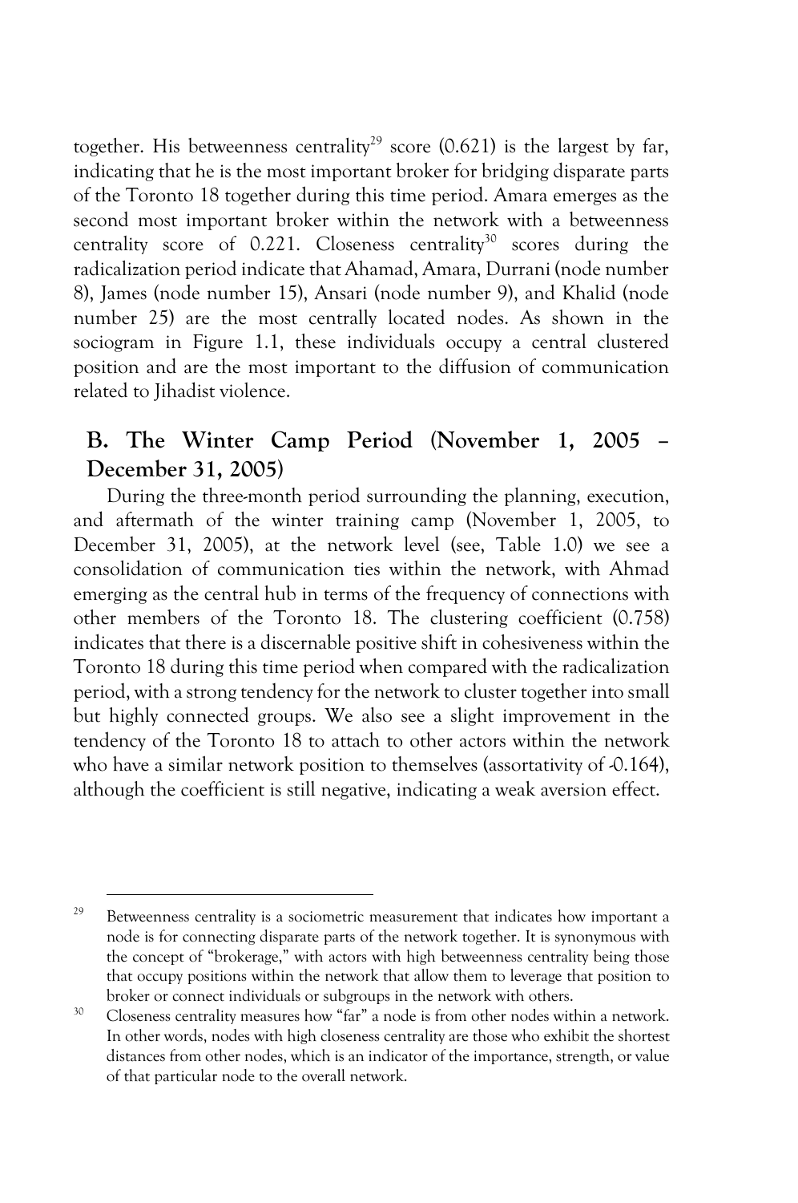together. His betweenness centrality[29] score (0.621) is the largest by far, indicating that he is the most important broker for bridging disparate parts of the Toronto 18 together during this time period. Amara emerges as the second most important broker within the network with a betweenness centrality score of 0.221. Closeness centrality[30] scores during the radicalization period indicate that Ahamad, Amara, Durrani (node number 8), James (node number 15), Ansari (node number 9), and Khalid (node number 25) are the most centrally located nodes. As shown in the sociogram in Figure 1.1, these individuals occupy a central clustered position and are the most important to the diffusion of communication related to Jihadist violence.

## B. The Winter Camp Period (November 1, 2005 – December 31, 2005)

During the three-month period surrounding the planning, execution, and aftermath of the winter training camp (November 1, 2005, to December 31, 2005), at the network level (see, Table 1.0) we see a consolidation of communication ties within the network, with Ahmad emerging as the central hub in terms of the frequency of connections with other members of the Toronto 18. The clustering coefficient (0.758) indicates that there is a discernable positive shift in cohesiveness within the Toronto 18 during this time period when compared with the radicalization period, with a strong tendency for the network to cluster together into small but highly connected groups. We also see a slight improvement in the tendency of the Toronto 18 to attach to other actors within the network who have a similar network position to themselves (assortativity of -0.164), although the coefficient is still negative, indicating a weak aversion effect.

---

[29] Betweenness centrality is a sociometric measurement that indicates how important a node is for connecting disparate parts of the network together. It is synonymous with the concept of "brokerage," with actors with high betweenness centrality being those that occupy positions within the network that allow them to leverage that position to broker or connect individuals or subgroups in the network with others.

[30] Closeness centrality measures how "far" a node is from other nodes within a network. In other words, nodes with high closeness centrality are those who exhibit the shortest distances from other nodes, which is an indicator of the importance, strength, or value of that particular node to the overall network.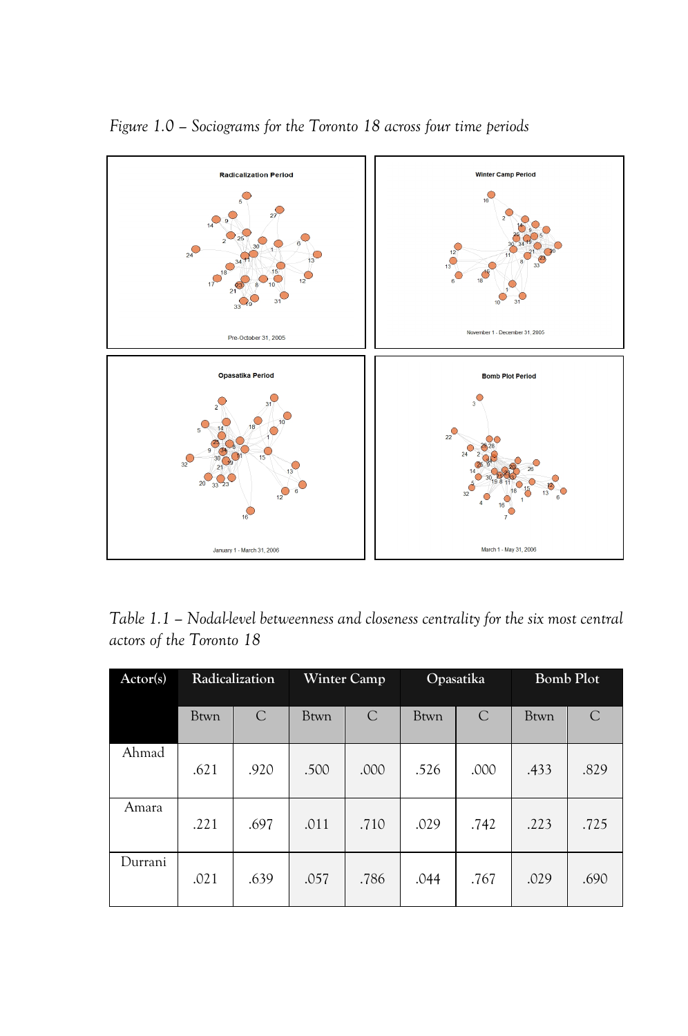*Figure 1.0 – Sociograms for the Toronto 18 across four time periods*

*Table 1.1 – Nodal-level betweenness and closeness centrality for the six most central actors of the Toronto 18*

| Actor(s) | Radicalization | | Winter Camp | | Opasatika | | Bomb Plot | |
|---|---|---|---|---|---|---|---|---|
| | Btwn | C | Btwn | C | Btwn | C | Btwn | C |
| Ahmad | .621 | .920 | .500 | .000 | .526 | .000 | .433 | .829 |
| Amara | .221 | .697 | .011 | .710 | .029 | .742 | .223 | .725 |
| Durrani | .021 | .639 | .057 | .786 | .044 | .767 | .029 | .690 |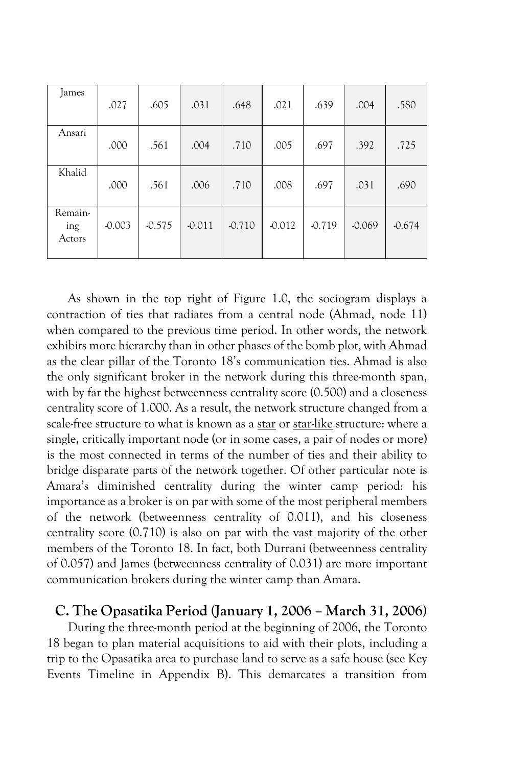| James | .027 | .605 | .031 | .648 | .021 | .639 | .004 | .580 |
|---|---|---|---|---|---|---|---|---|
| Ansari | .000 | .561 | .004 | .710 | .005 | .697 | .392 | .725 |
| Khalid | .000 | .561 | .006 | .710 | .008 | .697 | .031 | .690 |
| Remaining Actors | -0.003 | -0.575 | -0.011 | -0.710 | -0.012 | -0.719 | -0.069 | -0.674 |

As shown in the top right of Figure 1.0, the sociogram displays a contraction of ties that radiates from a central node (Ahmad, node 11) when compared to the previous time period. In other words, the network exhibits more hierarchy than in other phases of the bomb plot, with Ahmad as the clear pillar of the Toronto 18's communication ties. Ahmad is also the only significant broker in the network during this three-month span, with by far the highest betweenness centrality score (0.500) and a closeness centrality score of 1.000. As a result, the network structure changed from a scale-free structure to what is known as a star or star-like structure: where a single, critically important node (or in some cases, a pair of nodes or more) is the most connected in terms of the number of ties and their ability to bridge disparate parts of the network together. Of other particular note is Amara's diminished centrality during the winter camp period: his importance as a broker is on par with some of the most peripheral members of the network (betweenness centrality of 0.011), and his closeness centrality score (0.710) is also on par with the vast majority of the other members of the Toronto 18. In fact, both Durrani (betweenness centrality of 0.057) and James (betweenness centrality of 0.031) are more important communication brokers during the winter camp than Amara.

## C. The Opasatika Period (January 1, 2006 – March 31, 2006)

During the three-month period at the beginning of 2006, the Toronto 18 began to plan material acquisitions to aid with their plots, including a trip to the Opasatika area to purchase land to serve as a safe house (see Key Events Timeline in Appendix B). This demarcates a transition from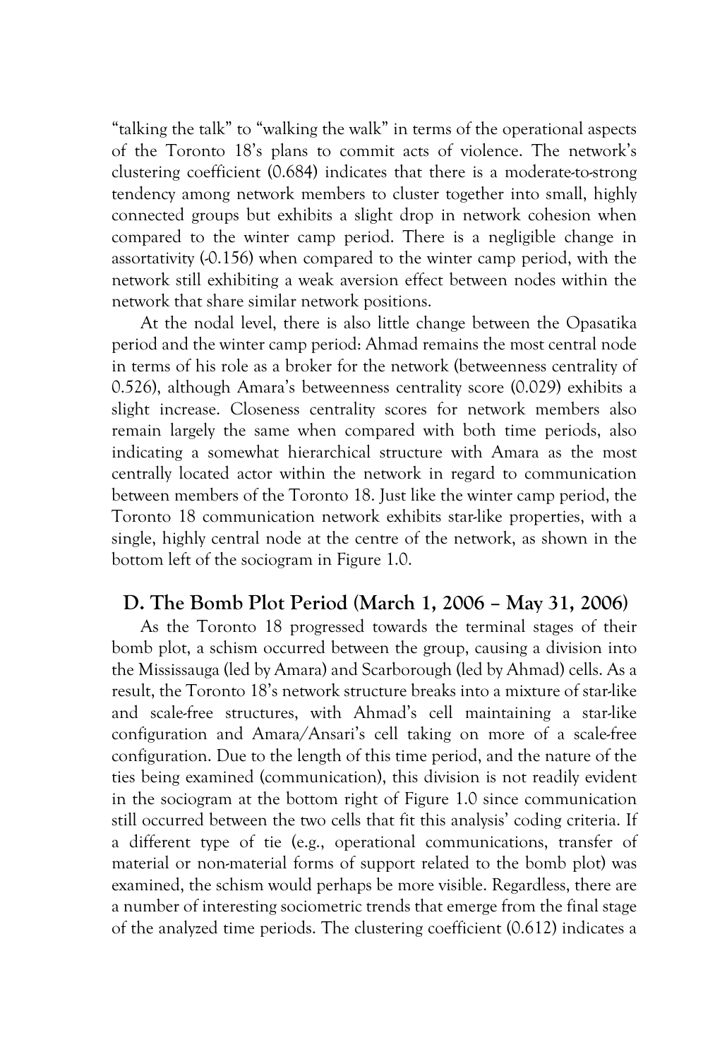"talking the talk" to "walking the walk" in terms of the operational aspects of the Toronto 18's plans to commit acts of violence. The network's clustering coefficient (0.684) indicates that there is a moderate-to-strong tendency among network members to cluster together into small, highly connected groups but exhibits a slight drop in network cohesion when compared to the winter camp period. There is a negligible change in assortativity (-0.156) when compared to the winter camp period, with the network still exhibiting a weak aversion effect between nodes within the network that share similar network positions.

At the nodal level, there is also little change between the Opasatika period and the winter camp period: Ahmad remains the most central node in terms of his role as a broker for the network (betweenness centrality of 0.526), although Amara's betweenness centrality score (0.029) exhibits a slight increase. Closeness centrality scores for network members also remain largely the same when compared with both time periods, also indicating a somewhat hierarchical structure with Amara as the most centrally located actor within the network in regard to communication between members of the Toronto 18. Just like the winter camp period, the Toronto 18 communication network exhibits star-like properties, with a single, highly central node at the centre of the network, as shown in the bottom left of the sociogram in Figure 1.0.

## D. The Bomb Plot Period (March 1, 2006 – May 31, 2006)

As the Toronto 18 progressed towards the terminal stages of their bomb plot, a schism occurred between the group, causing a division into the Mississauga (led by Amara) and Scarborough (led by Ahmad) cells. As a result, the Toronto 18's network structure breaks into a mixture of star-like and scale-free structures, with Ahmad's cell maintaining a star-like configuration and Amara/Ansari's cell taking on more of a scale-free configuration. Due to the length of this time period, and the nature of the ties being examined (communication), this division is not readily evident in the sociogram at the bottom right of Figure 1.0 since communication still occurred between the two cells that fit this analysis' coding criteria. If a different type of tie (e.g., operational communications, transfer of material or non-material forms of support related to the bomb plot) was examined, the schism would perhaps be more visible. Regardless, there are a number of interesting sociometric trends that emerge from the final stage of the analyzed time periods. The clustering coefficient (0.612) indicates a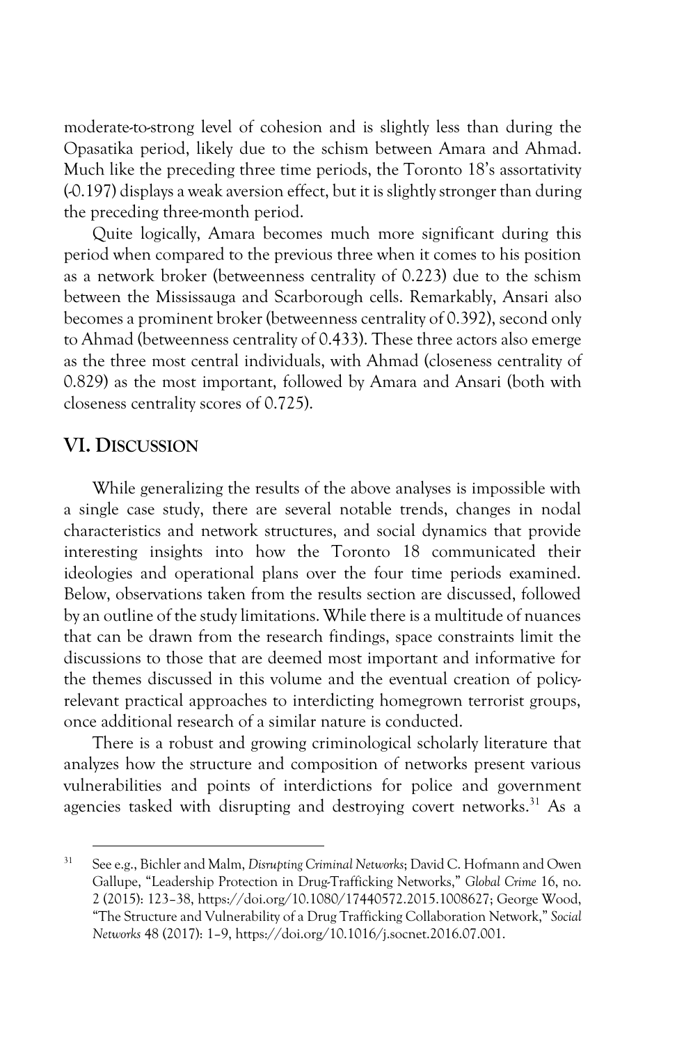moderate-to-strong level of cohesion and is slightly less than during the Opasatika period, likely due to the schism between Amara and Ahmad. Much like the preceding three time periods, the Toronto 18's assortativity (-0.197) displays a weak aversion effect, but it is slightly stronger than during the preceding three-month period.

Quite logically, Amara becomes much more significant during this period when compared to the previous three when it comes to his position as a network broker (betweenness centrality of 0.223) due to the schism between the Mississauga and Scarborough cells. Remarkably, Ansari also becomes a prominent broker (betweenness centrality of 0.392), second only to Ahmad (betweenness centrality of 0.433). These three actors also emerge as the three most central individuals, with Ahmad (closeness centrality of 0.829) as the most important, followed by Amara and Ansari (both with closeness centrality scores of 0.725).

## VI. Discussion

While generalizing the results of the above analyses is impossible with a single case study, there are several notable trends, changes in nodal characteristics and network structures, and social dynamics that provide interesting insights into how the Toronto 18 communicated their ideologies and operational plans over the four time periods examined. Below, observations taken from the results section are discussed, followed by an outline of the study limitations. While there is a multitude of nuances that can be drawn from the research findings, space constraints limit the discussions to those that are deemed most important and informative for the themes discussed in this volume and the eventual creation of policy-relevant practical approaches to interdicting homegrown terrorist groups, once additional research of a similar nature is conducted.

There is a robust and growing criminological scholarly literature that analyzes how the structure and composition of networks present various vulnerabilities and points of interdictions for police and government agencies tasked with disrupting and destroying covert networks.[31] As a

---

[31] See e.g., Bichler and Malm, *Disrupting Criminal Networks*; David C. Hofmann and Owen Gallupe, "Leadership Protection in Drug-Trafficking Networks," *Global Crime* 16, no. 2 (2015): 123–38, https://doi.org/10.1080/17440572.2015.1008627; George Wood, "The Structure and Vulnerability of a Drug Trafficking Collaboration Network," *Social Networks* 48 (2017): 1–9, https://doi.org/10.1016/j.socnet.2016.07.001.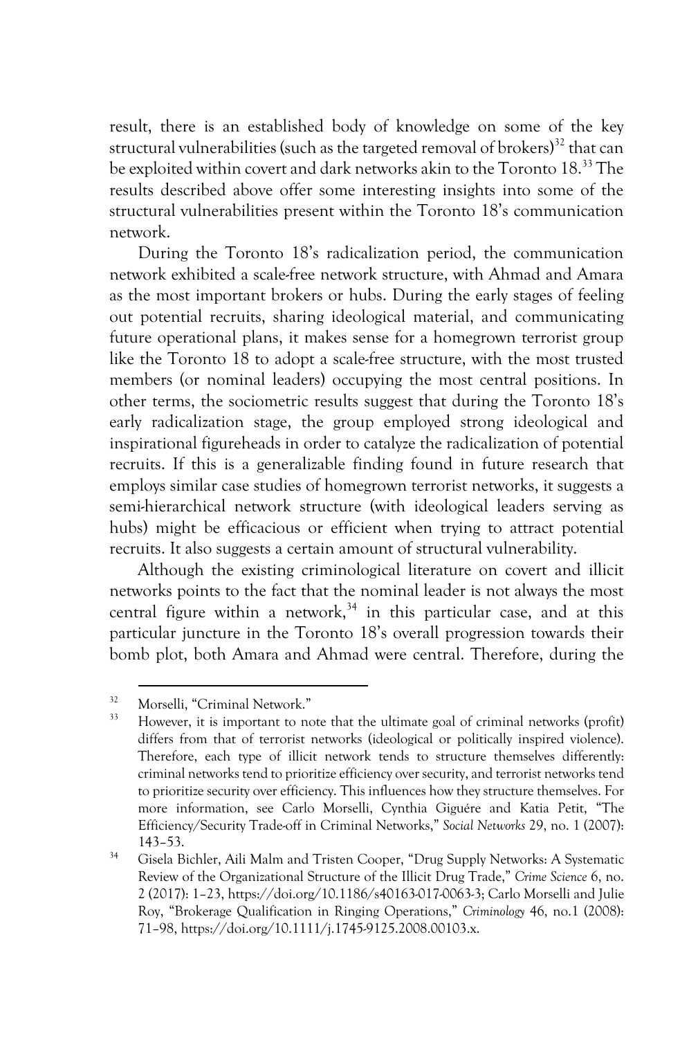result, there is an established body of knowledge on some of the key structural vulnerabilities (such as the targeted removal of brokers)[32] that can be exploited within covert and dark networks akin to the Toronto 18.[33] The results described above offer some interesting insights into some of the structural vulnerabilities present within the Toronto 18's communication network.

During the Toronto 18's radicalization period, the communication network exhibited a scale-free network structure, with Ahmad and Amara as the most important brokers or hubs. During the early stages of feeling out potential recruits, sharing ideological material, and communicating future operational plans, it makes sense for a homegrown terrorist group like the Toronto 18 to adopt a scale-free structure, with the most trusted members (or nominal leaders) occupying the most central positions. In other terms, the sociometric results suggest that during the Toronto 18's early radicalization stage, the group employed strong ideological and inspirational figureheads in order to catalyze the radicalization of potential recruits. If this is a generalizable finding found in future research that employs similar case studies of homegrown terrorist networks, it suggests a semi-hierarchical network structure (with ideological leaders serving as hubs) might be efficacious or efficient when trying to attract potential recruits. It also suggests a certain amount of structural vulnerability.

Although the existing criminological literature on covert and illicit networks points to the fact that the nominal leader is not always the most central figure within a network,[34] in this particular case, and at this particular juncture in the Toronto 18's overall progression towards their bomb plot, both Amara and Ahmad were central. Therefore, during the

---

[32] Morselli, "Criminal Network."

[33] However, it is important to note that the ultimate goal of criminal networks (profit) differs from that of terrorist networks (ideological or politically inspired violence). Therefore, each type of illicit network tends to structure themselves differently: criminal networks tend to prioritize efficiency over security, and terrorist networks tend to prioritize security over efficiency. This influences how they structure themselves. For more information, see Carlo Morselli, Cynthia Giguére and Katia Petit, "The Efficiency/Security Trade-off in Criminal Networks," *Social Networks* 29, no. 1 (2007): 143–53.

[34] Gisela Bichler, Aili Malm and Tristen Cooper, "Drug Supply Networks: A Systematic Review of the Organizational Structure of the Illicit Drug Trade," *Crime Science* 6, no. 2 (2017): 1–23, https://doi.org/10.1186/s40163-017-0063-3; Carlo Morselli and Julie Roy, "Brokerage Qualification in Ringing Operations," *Criminology* 46, no.1 (2008): 71–98, https://doi.org/10.1111/j.1745-9125.2008.00103.x.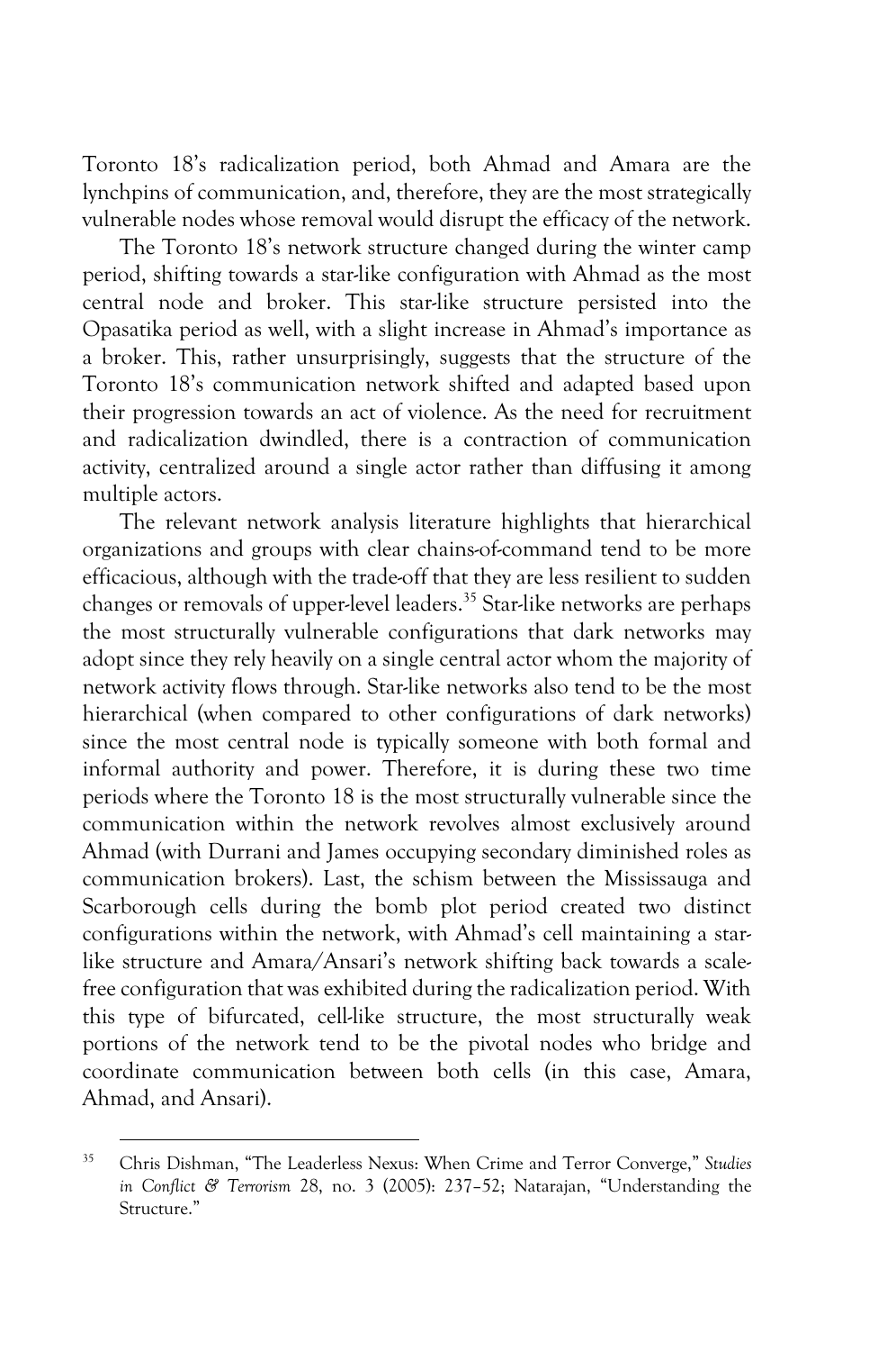Toronto 18's radicalization period, both Ahmad and Amara are the lynchpins of communication, and, therefore, they are the most strategically vulnerable nodes whose removal would disrupt the efficacy of the network.

The Toronto 18's network structure changed during the winter camp period, shifting towards a star-like configuration with Ahmad as the most central node and broker. This star-like structure persisted into the Opasatika period as well, with a slight increase in Ahmad's importance as a broker. This, rather unsurprisingly, suggests that the structure of the Toronto 18's communication network shifted and adapted based upon their progression towards an act of violence. As the need for recruitment and radicalization dwindled, there is a contraction of communication activity, centralized around a single actor rather than diffusing it among multiple actors.

The relevant network analysis literature highlights that hierarchical organizations and groups with clear chains-of-command tend to be more efficacious, although with the trade-off that they are less resilient to sudden changes or removals of upper-level leaders.[35] Star-like networks are perhaps the most structurally vulnerable configurations that dark networks may adopt since they rely heavily on a single central actor whom the majority of network activity flows through. Star-like networks also tend to be the most hierarchical (when compared to other configurations of dark networks) since the most central node is typically someone with both formal and informal authority and power. Therefore, it is during these two time periods where the Toronto 18 is the most structurally vulnerable since the communication within the network revolves almost exclusively around Ahmad (with Durrani and James occupying secondary diminished roles as communication brokers). Last, the schism between the Mississauga and Scarborough cells during the bomb plot period created two distinct configurations within the network, with Ahmad's cell maintaining a star-like structure and Amara/Ansari's network shifting back towards a scale-free configuration that was exhibited during the radicalization period. With this type of bifurcated, cell-like structure, the most structurally weak portions of the network tend to be the pivotal nodes who bridge and coordinate communication between both cells (in this case, Amara, Ahmad, and Ansari).

---

[35] Chris Dishman, "The Leaderless Nexus: When Crime and Terror Converge," *Studies in Conflict & Terrorism* 28, no. 3 (2005): 237–52; Natarajan, "Understanding the Structure."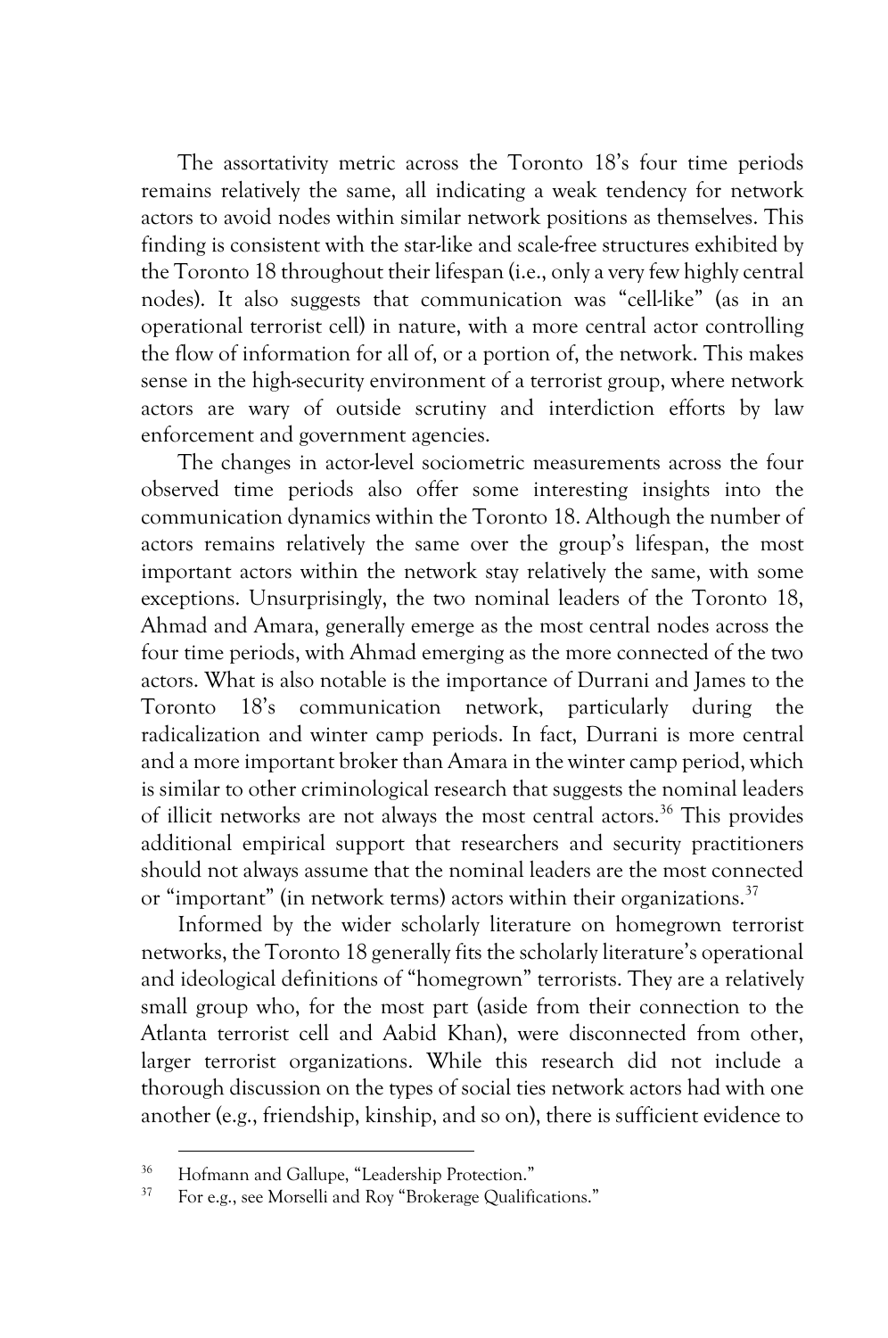The assortativity metric across the Toronto 18's four time periods remains relatively the same, all indicating a weak tendency for network actors to avoid nodes within similar network positions as themselves. This finding is consistent with the star-like and scale-free structures exhibited by the Toronto 18 throughout their lifespan (i.e., only a very few highly central nodes). It also suggests that communication was "cell-like" (as in an operational terrorist cell) in nature, with a more central actor controlling the flow of information for all of, or a portion of, the network. This makes sense in the high-security environment of a terrorist group, where network actors are wary of outside scrutiny and interdiction efforts by law enforcement and government agencies.

The changes in actor-level sociometric measurements across the four observed time periods also offer some interesting insights into the communication dynamics within the Toronto 18. Although the number of actors remains relatively the same over the group's lifespan, the most important actors within the network stay relatively the same, with some exceptions. Unsurprisingly, the two nominal leaders of the Toronto 18, Ahmad and Amara, generally emerge as the most central nodes across the four time periods, with Ahmad emerging as the more connected of the two actors. What is also notable is the importance of Durrani and James to the Toronto 18's communication network, particularly during the radicalization and winter camp periods. In fact, Durrani is more central and a more important broker than Amara in the winter camp period, which is similar to other criminological research that suggests the nominal leaders of illicit networks are not always the most central actors.[36] This provides additional empirical support that researchers and security practitioners should not always assume that the nominal leaders are the most connected or "important" (in network terms) actors within their organizations.[37]

Informed by the wider scholarly literature on homegrown terrorist networks, the Toronto 18 generally fits the scholarly literature's operational and ideological definitions of "homegrown" terrorists. They are a relatively small group who, for the most part (aside from their connection to the Atlanta terrorist cell and Aabid Khan), were disconnected from other, larger terrorist organizations. While this research did not include a thorough discussion on the types of social ties network actors had with one another (e.g., friendship, kinship, and so on), there is sufficient evidence to

---

[36] Hofmann and Gallupe, "Leadership Protection."

[37] For e.g., see Morselli and Roy "Brokerage Qualifications."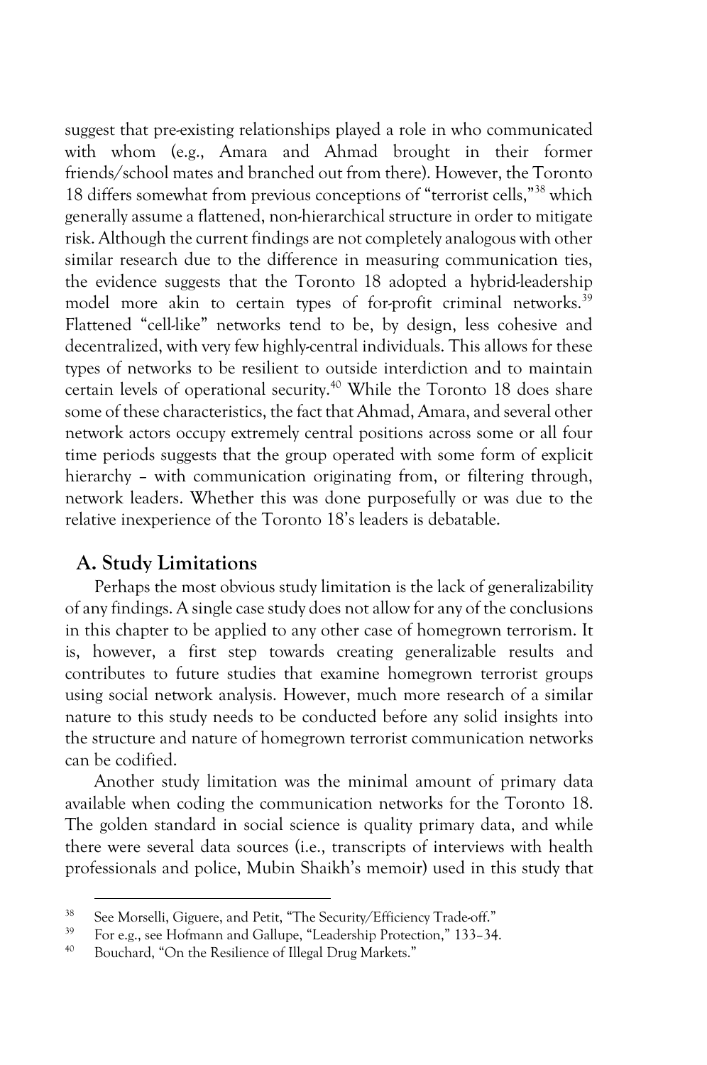suggest that pre-existing relationships played a role in who communicated with whom (e.g., Amara and Ahmad brought in their former friends/school mates and branched out from there). However, the Toronto 18 differs somewhat from previous conceptions of "terrorist cells,"[38] which generally assume a flattened, non-hierarchical structure in order to mitigate risk. Although the current findings are not completely analogous with other similar research due to the difference in measuring communication ties, the evidence suggests that the Toronto 18 adopted a hybrid-leadership model more akin to certain types of for-profit criminal networks.[39] Flattened "cell-like" networks tend to be, by design, less cohesive and decentralized, with very few highly-central individuals. This allows for these types of networks to be resilient to outside interdiction and to maintain certain levels of operational security.[40] While the Toronto 18 does share some of these characteristics, the fact that Ahmad, Amara, and several other network actors occupy extremely central positions across some or all four time periods suggests that the group operated with some form of explicit hierarchy – with communication originating from, or filtering through, network leaders. Whether this was done purposefully or was due to the relative inexperience of the Toronto 18's leaders is debatable.

## A. Study Limitations

Perhaps the most obvious study limitation is the lack of generalizability of any findings. A single case study does not allow for any of the conclusions in this chapter to be applied to any other case of homegrown terrorism. It is, however, a first step towards creating generalizable results and contributes to future studies that examine homegrown terrorist groups using social network analysis. However, much more research of a similar nature to this study needs to be conducted before any solid insights into the structure and nature of homegrown terrorist communication networks can be codified.

Another study limitation was the minimal amount of primary data available when coding the communication networks for the Toronto 18. The golden standard in social science is quality primary data, and while there were several data sources (i.e., transcripts of interviews with health professionals and police, Mubin Shaikh's memoir) used in this study that

---

[38] See Morselli, Giguere, and Petit, "The Security/Efficiency Trade-off."

[39] For e.g., see Hofmann and Gallupe, "Leadership Protection," 133–34.

[40] Bouchard, "On the Resilience of Illegal Drug Markets."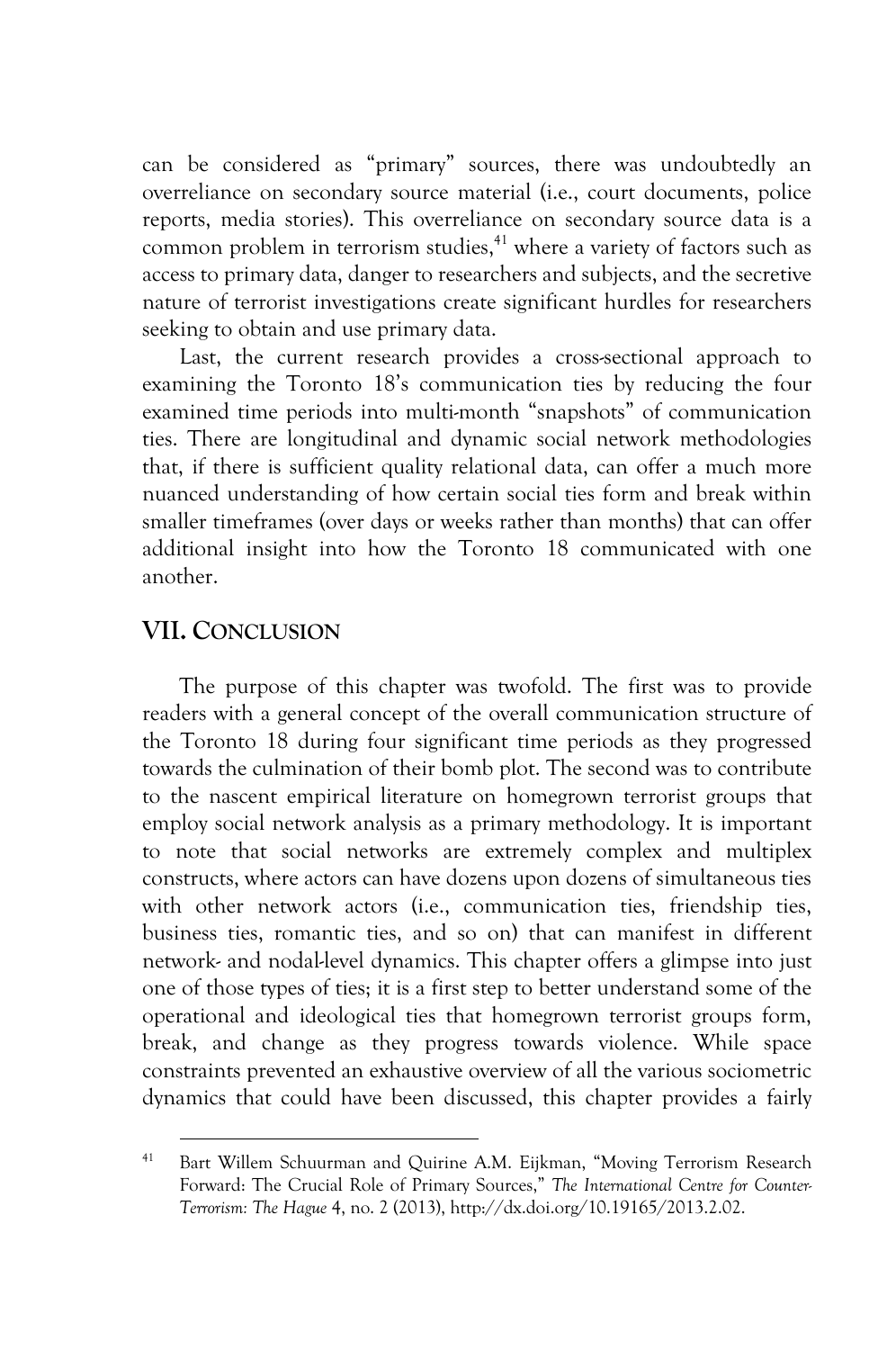can be considered as "primary" sources, there was undoubtedly an overreliance on secondary source material (i.e., court documents, police reports, media stories). This overreliance on secondary source data is a common problem in terrorism studies,[41] where a variety of factors such as access to primary data, danger to researchers and subjects, and the secretive nature of terrorist investigations create significant hurdles for researchers seeking to obtain and use primary data.

Last, the current research provides a cross-sectional approach to examining the Toronto 18's communication ties by reducing the four examined time periods into multi-month "snapshots" of communication ties. There are longitudinal and dynamic social network methodologies that, if there is sufficient quality relational data, can offer a much more nuanced understanding of how certain social ties form and break within smaller timeframes (over days or weeks rather than months) that can offer additional insight into how the Toronto 18 communicated with one another.

## VII. Conclusion

The purpose of this chapter was twofold. The first was to provide readers with a general concept of the overall communication structure of the Toronto 18 during four significant time periods as they progressed towards the culmination of their bomb plot. The second was to contribute to the nascent empirical literature on homegrown terrorist groups that employ social network analysis as a primary methodology. It is important to note that social networks are extremely complex and multiplex constructs, where actors can have dozens upon dozens of simultaneous ties with other network actors (i.e., communication ties, friendship ties, business ties, romantic ties, and so on) that can manifest in different network- and nodal-level dynamics. This chapter offers a glimpse into just one of those types of ties; it is a first step to better understand some of the operational and ideological ties that homegrown terrorist groups form, break, and change as they progress towards violence. While space constraints prevented an exhaustive overview of all the various sociometric dynamics that could have been discussed, this chapter provides a fairly

---

[41] Bart Willem Schuurman and Quirine A.M. Eijkman, "Moving Terrorism Research Forward: The Crucial Role of Primary Sources," *The International Centre for Counter-Terrorism: The Hague* 4, no. 2 (2013), http://dx.doi.org/10.19165/2013.2.02.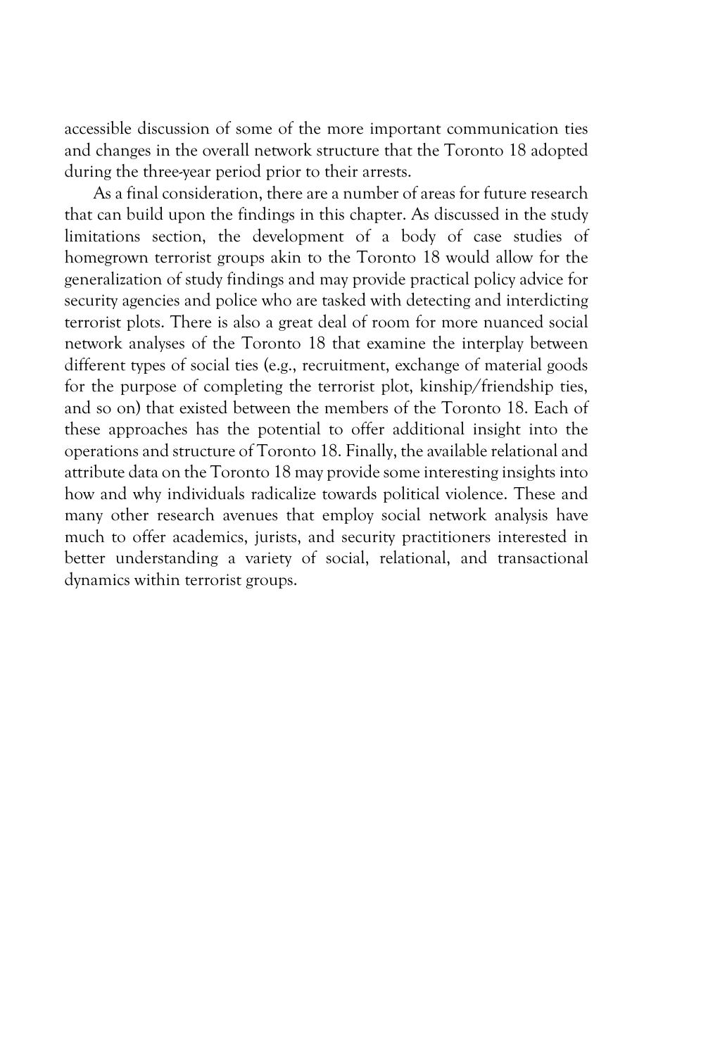accessible discussion of some of the more important communication ties and changes in the overall network structure that the Toronto 18 adopted during the three-year period prior to their arrests.

As a final consideration, there are a number of areas for future research that can build upon the findings in this chapter. As discussed in the study limitations section, the development of a body of case studies of homegrown terrorist groups akin to the Toronto 18 would allow for the generalization of study findings and may provide practical policy advice for security agencies and police who are tasked with detecting and interdicting terrorist plots. There is also a great deal of room for more nuanced social network analyses of the Toronto 18 that examine the interplay between different types of social ties (e.g., recruitment, exchange of material goods for the purpose of completing the terrorist plot, kinship/friendship ties, and so on) that existed between the members of the Toronto 18. Each of these approaches has the potential to offer additional insight into the operations and structure of Toronto 18. Finally, the available relational and attribute data on the Toronto 18 may provide some interesting insights into how and why individuals radicalize towards political violence. These and many other research avenues that employ social network analysis have much to offer academics, jurists, and security practitioners interested in better understanding a variety of social, relational, and transactional dynamics within terrorist groups.